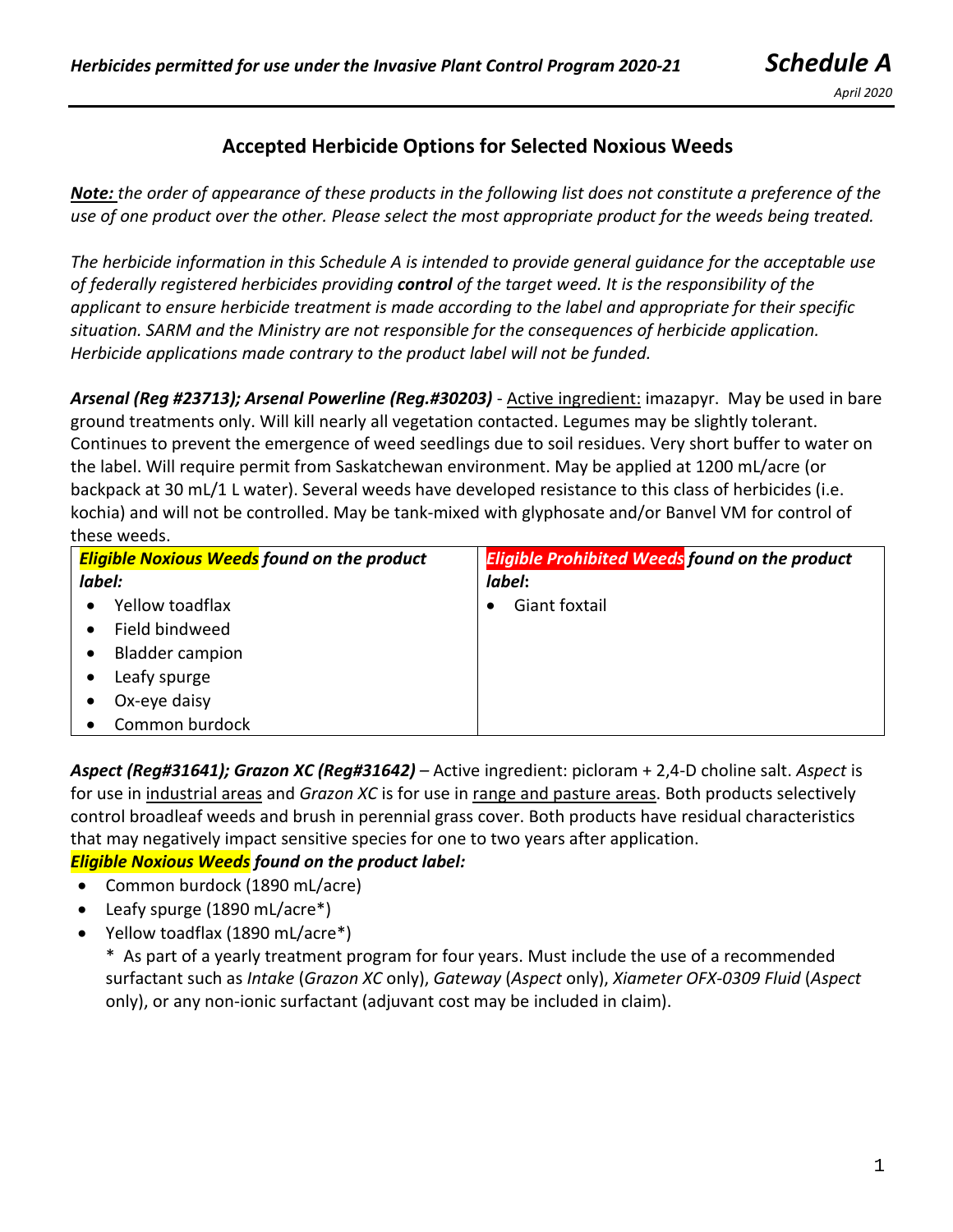## Accepted Herbicide Options for Selected Noxious Weeds

***Note:*** *the order of appearance of these products in the following list does not constitute a preference of the use of one product over the other. Please select the most appropriate product for the weeds being treated.*

*The herbicide information in this Schedule A is intended to provide general guidance for the acceptable use of federally registered herbicides providing* ***control*** *of the target weed. It is the responsibility of the applicant to ensure herbicide treatment is made according to the label and appropriate for their specific situation. SARM and the Ministry are not responsible for the consequences of herbicide application. Herbicide applications made contrary to the product label will not be funded.*

***Arsenal (Reg #23713); Arsenal Powerline (Reg.#30203)*** - Active ingredient: imazapyr. May be used in bare ground treatments only. Will kill nearly all vegetation contacted. Legumes may be slightly tolerant. Continues to prevent the emergence of weed seedlings due to soil residues. Very short buffer to water on the label. Will require permit from Saskatchewan environment. May be applied at 1200 mL/acre (or backpack at 30 mL/1 L water). Several weeds have developed resistance to this class of herbicides (i.e. kochia) and will not be controlled. May be tank-mixed with glyphosate and/or Banvel VM for control of these weeds.

| ***Eligible Noxious Weeds found on the product label:*** | ***Eligible Prohibited Weeds found on the product label:*** |
|---|---|
| • Yellow toadflax<br>• Field bindweed<br>• Bladder campion<br>• Leafy spurge<br>• Ox-eye daisy<br>• Common burdock | • Giant foxtail |

***Aspect (Reg#31641); Grazon XC (Reg#31642)*** – Active ingredient: picloram + 2,4-D choline salt. *Aspect* is for use in industrial areas and *Grazon XC* is for use in range and pasture areas. Both products selectively control broadleaf weeds and brush in perennial grass cover. Both products have residual characteristics that may negatively impact sensitive species for one to two years after application.

***Eligible Noxious Weeds found on the product label:***

- Common burdock (1890 mL/acre)
- Leafy spurge (1890 mL/acre*)
- Yellow toadflax (1890 mL/acre*)

  * As part of a yearly treatment program for four years. Must include the use of a recommended surfactant such as *Intake* (*Grazon XC* only), *Gateway* (*Aspect* only), *Xiameter OFX-0309 Fluid* (*Aspect* only), or any non-ionic surfactant (adjuvant cost may be included in claim).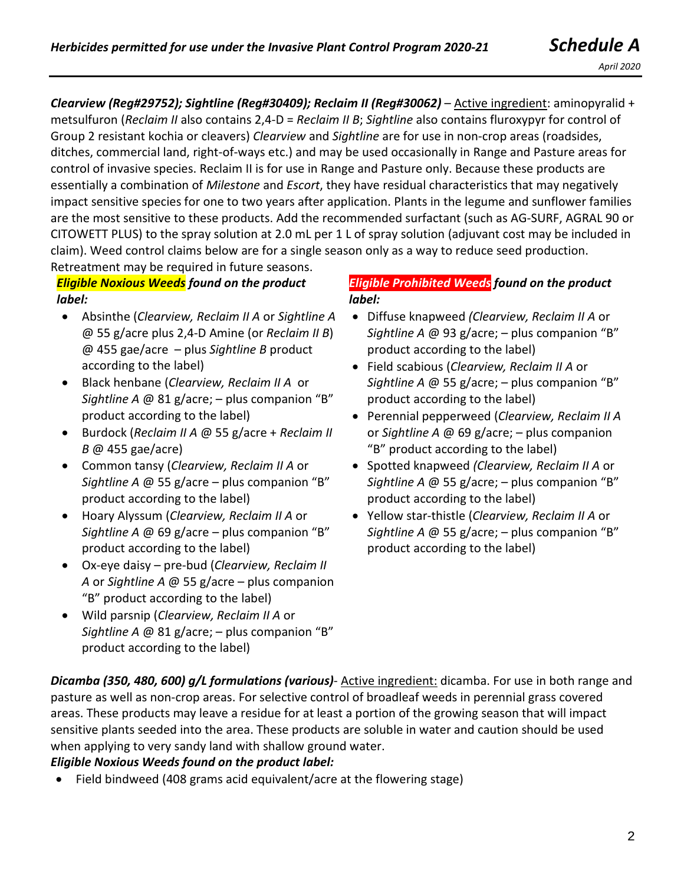***Clearview (Reg#29752); Sightline (Reg#30409); Reclaim II (Reg#30062)*** – Active ingredient: aminopyralid + metsulfuron (*Reclaim II* also contains 2,4-D = *Reclaim II B*; *Sightline* also contains fluroxypyr for control of Group 2 resistant kochia or cleavers) *Clearview* and *Sightline* are for use in non-crop areas (roadsides, ditches, commercial land, right-of-ways etc.) and may be used occasionally in Range and Pasture areas for control of invasive species. Reclaim II is for use in Range and Pasture only. Because these products are essentially a combination of *Milestone* and *Escort*, they have residual characteristics that may negatively impact sensitive species for one to two years after application. Plants in the legume and sunflower families are the most sensitive to these products. Add the recommended surfactant (such as AG-SURF, AGRAL 90 or CITOWETT PLUS) to the spray solution at 2.0 mL per 1 L of spray solution (adjuvant cost may be included in claim). Weed control claims below are for a single season only as a way to reduce seed production. Retreatment may be required in future seasons.

***Eligible Noxious Weeds found on the product label:***

- Absinthe (*Clearview, Reclaim II A* or *Sightline A* @ 55 g/acre plus 2,4-D Amine (or *Reclaim II B*) @ 455 gae/acre – plus *Sightline B* product according to the label)
- Black henbane (*Clearview, Reclaim II A* or *Sightline A* @ 81 g/acre; – plus companion "B" product according to the label)
- Burdock (*Reclaim II A* @ 55 g/acre + *Reclaim II B* @ 455 gae/acre)
- Common tansy (*Clearview, Reclaim II A* or *Sightline A* @ 55 g/acre – plus companion "B" product according to the label)
- Hoary Alyssum (*Clearview, Reclaim II A* or *Sightline A* @ 69 g/acre – plus companion "B" product according to the label)
- Ox-eye daisy – pre-bud (*Clearview, Reclaim II A* or *Sightline A* @ 55 g/acre – plus companion "B" product according to the label)
- Wild parsnip (*Clearview, Reclaim II A* or *Sightline A* @ 81 g/acre; – plus companion "B" product according to the label)

***Eligible Prohibited Weeds found on the product label:***

- Diffuse knapweed (*Clearview, Reclaim II A* or *Sightline A* @ 93 g/acre; – plus companion "B" product according to the label)
- Field scabious (*Clearview, Reclaim II A* or *Sightline A* @ 55 g/acre; – plus companion "B" product according to the label)
- Perennial pepperweed (*Clearview, Reclaim II A* or *Sightline A* @ 69 g/acre; – plus companion "B" product according to the label)
- Spotted knapweed (*Clearview, Reclaim II A* or *Sightline A* @ 55 g/acre; – plus companion "B" product according to the label)
- Yellow star-thistle (*Clearview, Reclaim II A* or *Sightline A* @ 55 g/acre; – plus companion "B" product according to the label)

***Dicamba (350, 480, 600) g/L formulations (various)***- Active ingredient: dicamba. For use in both range and pasture as well as non-crop areas. For selective control of broadleaf weeds in perennial grass covered areas. These products may leave a residue for at least a portion of the growing season that will impact sensitive plants seeded into the area. These products are soluble in water and caution should be used when applying to very sandy land with shallow ground water.

***Eligible Noxious Weeds found on the product label:***

- Field bindweed (408 grams acid equivalent/acre at the flowering stage)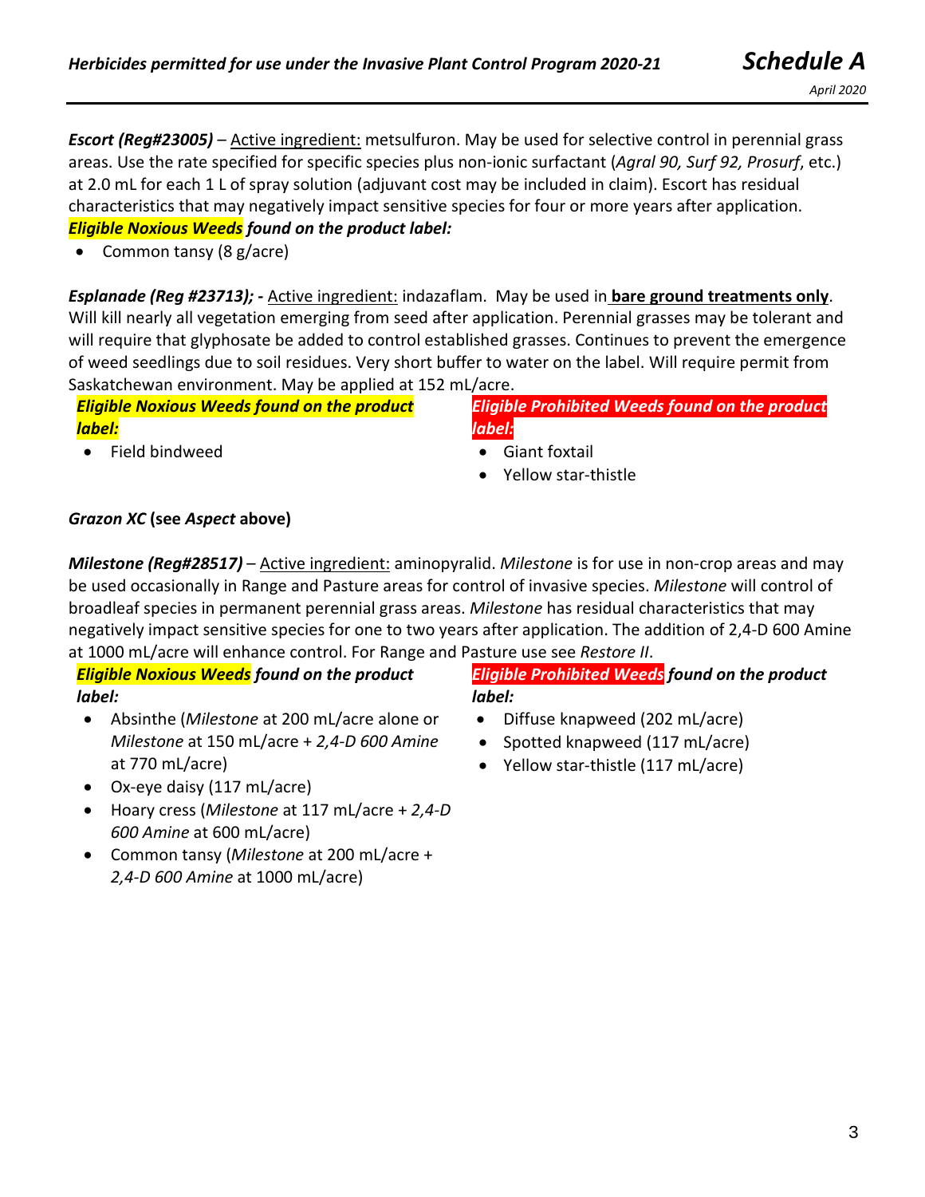***Escort (Reg#23005)*** – Active ingredient: metsulfuron. May be used for selective control in perennial grass areas. Use the rate specified for specific species plus non-ionic surfactant (*Agral 90, Surf 92, Prosurf*, etc.) at 2.0 mL for each 1 L of spray solution (adjuvant cost may be included in claim). Escort has residual characteristics that may negatively impact sensitive species for four or more years after application.

***Eligible Noxious Weeds found on the product label:***

- Common tansy (8 g/acre)

***Esplanade (Reg #23713); -*** Active ingredient: indazaflam. May be used in **bare ground treatments only**. Will kill nearly all vegetation emerging from seed after application. Perennial grasses may be tolerant and will require that glyphosate be added to control established grasses. Continues to prevent the emergence of weed seedlings due to soil residues. Very short buffer to water on the label. Will require permit from Saskatchewan environment. May be applied at 152 mL/acre.

***Eligible Noxious Weeds found on the product label:***

- Field bindweed

***Eligible Prohibited Weeds found on the product label:***

- Giant foxtail
- Yellow star-thistle

***Grazon XC* (see *Aspect* above)**

***Milestone (Reg#28517)*** – Active ingredient: aminopyralid. *Milestone* is for use in non-crop areas and may be used occasionally in Range and Pasture areas for control of invasive species. *Milestone* will control of broadleaf species in permanent perennial grass areas. *Milestone* has residual characteristics that may negatively impact sensitive species for one to two years after application. The addition of 2,4-D 600 Amine at 1000 mL/acre will enhance control. For Range and Pasture use see *Restore II*.

***Eligible Noxious Weeds found on the product label:***

- Absinthe (*Milestone* at 200 mL/acre alone or *Milestone* at 150 mL/acre + *2,4-D 600 Amine* at 770 mL/acre)
- Ox-eye daisy (117 mL/acre)
- Hoary cress (*Milestone* at 117 mL/acre + *2,4-D 600 Amine* at 600 mL/acre)
- Common tansy (*Milestone* at 200 mL/acre + *2,4-D 600 Amine* at 1000 mL/acre)

***Eligible Prohibited Weeds found on the product label:***

- Diffuse knapweed (202 mL/acre)
- Spotted knapweed (117 mL/acre)
- Yellow star-thistle (117 mL/acre)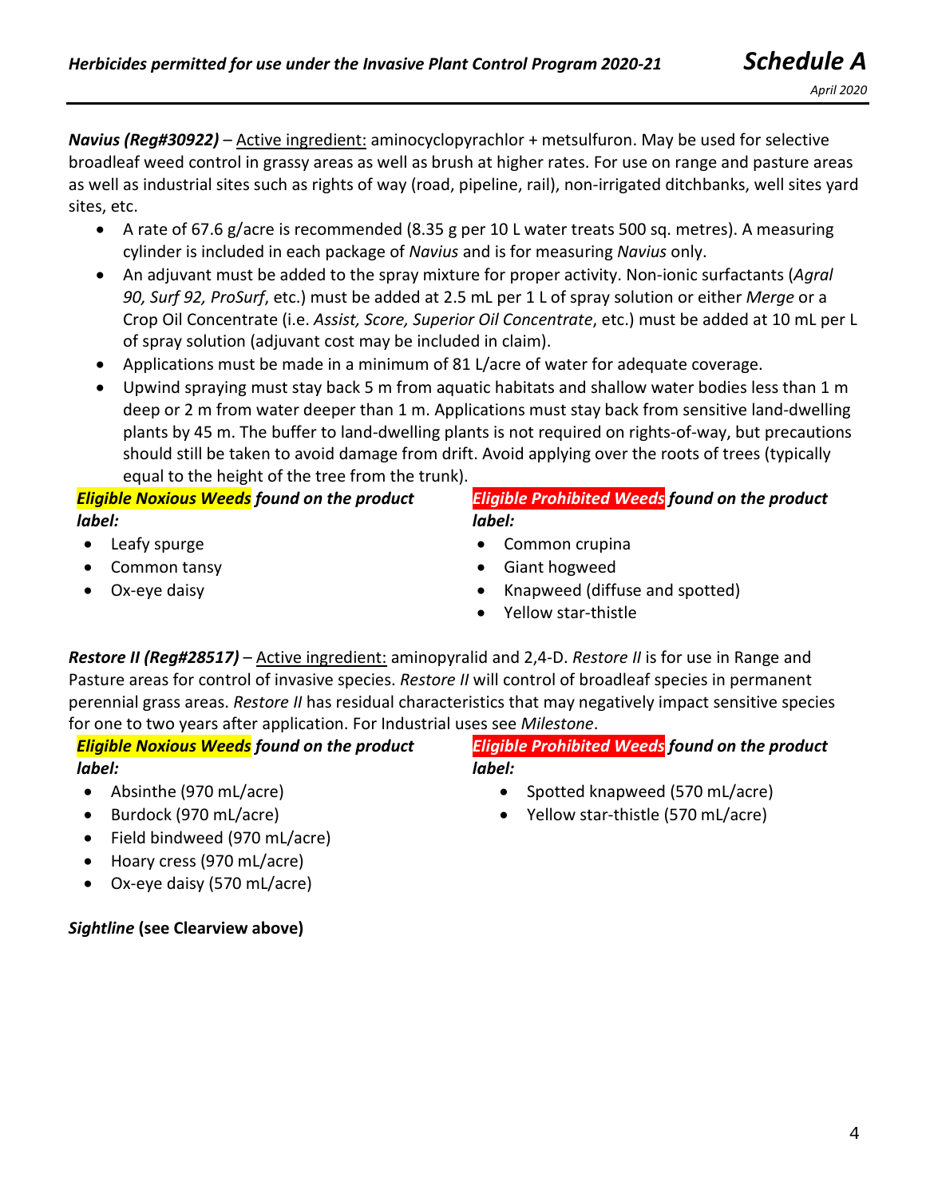***Navius (Reg#30922)*** – Active ingredient: aminocyclopyrachlor + metsulfuron. May be used for selective broadleaf weed control in grassy areas as well as brush at higher rates. For use on range and pasture areas as well as industrial sites such as rights of way (road, pipeline, rail), non-irrigated ditchbanks, well sites yard sites, etc.

- A rate of 67.6 g/acre is recommended (8.35 g per 10 L water treats 500 sq. metres). A measuring cylinder is included in each package of *Navius* and is for measuring *Navius* only.
- An adjuvant must be added to the spray mixture for proper activity. Non-ionic surfactants (*Agral 90, Surf 92, ProSurf*, etc.) must be added at 2.5 mL per 1 L of spray solution or either *Merge* or a Crop Oil Concentrate (i.e. *Assist, Score, Superior Oil Concentrate*, etc.) must be added at 10 mL per L of spray solution (adjuvant cost may be included in claim).
- Applications must be made in a minimum of 81 L/acre of water for adequate coverage.
- Upwind spraying must stay back 5 m from aquatic habitats and shallow water bodies less than 1 m deep or 2 m from water deeper than 1 m. Applications must stay back from sensitive land-dwelling plants by 45 m. The buffer to land-dwelling plants is not required on rights-of-way, but precautions should still be taken to avoid damage from drift. Avoid applying over the roots of trees (typically equal to the height of the tree from the trunk).

***Eligible Noxious Weeds found on the product label:***

- Leafy spurge
- Common tansy
- Ox-eye daisy

***Eligible Prohibited Weeds found on the product label:***

- Common crupina
- Giant hogweed
- Knapweed (diffuse and spotted)
- Yellow star-thistle

***Restore II (Reg#28517)*** – Active ingredient: aminopyralid and 2,4-D. *Restore II* is for use in Range and Pasture areas for control of invasive species. *Restore II* will control of broadleaf species in permanent perennial grass areas. *Restore II* has residual characteristics that may negatively impact sensitive species for one to two years after application. For Industrial uses see *Milestone*.

***Eligible Noxious Weeds found on the product label:***

- Absinthe (970 mL/acre)
- Burdock (970 mL/acre)
- Field bindweed (970 mL/acre)
- Hoary cress (970 mL/acre)
- Ox-eye daisy (570 mL/acre)

***Eligible Prohibited Weeds found on the product label:***

- Spotted knapweed (570 mL/acre)
- Yellow star-thistle (570 mL/acre)

***Sightline* (see Clearview above)**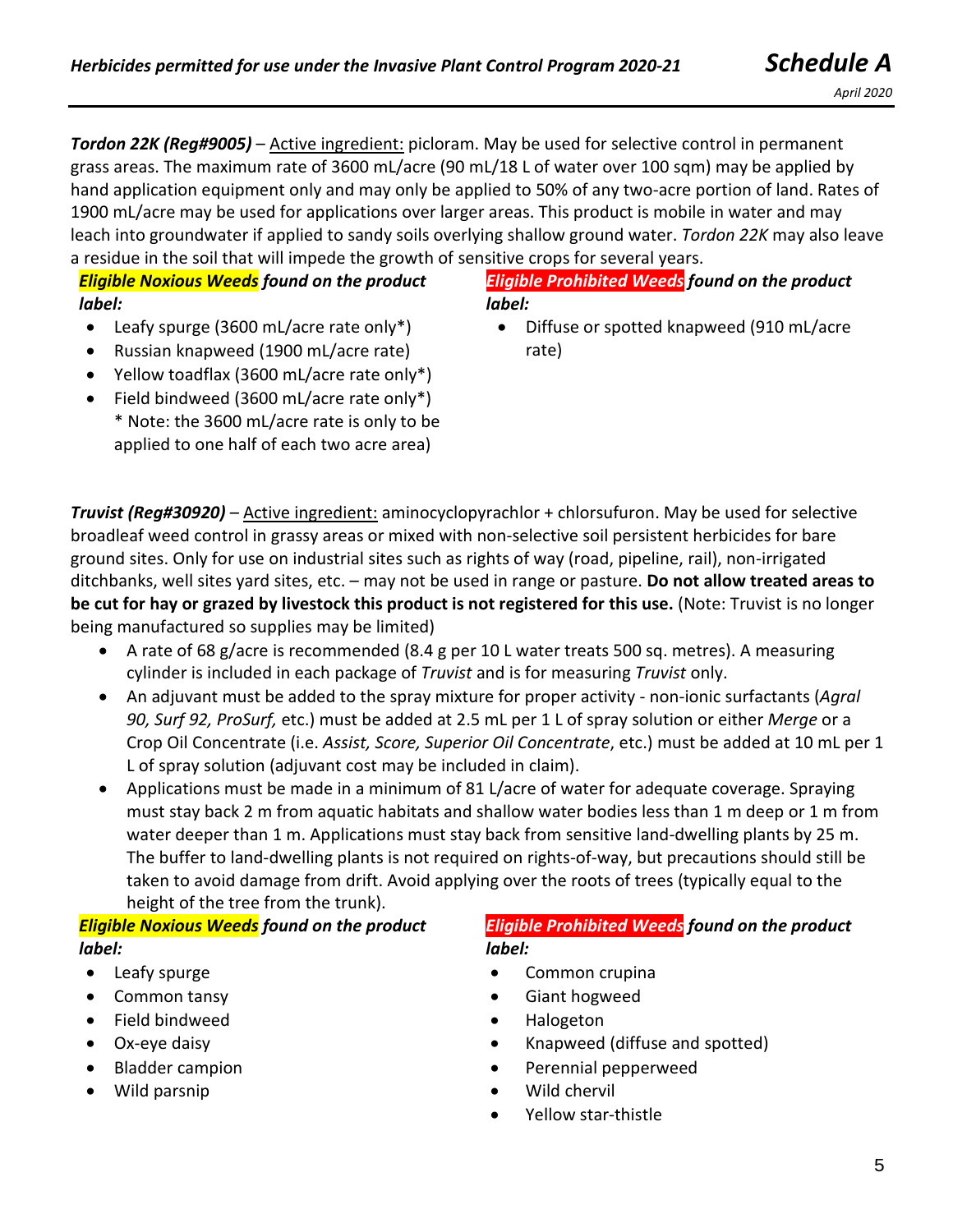***Tordon 22K (Reg#9005)*** – Active ingredient: picloram. May be used for selective control in permanent grass areas. The maximum rate of 3600 mL/acre (90 mL/18 L of water over 100 sqm) may be applied by hand application equipment only and may only be applied to 50% of any two-acre portion of land. Rates of 1900 mL/acre may be used for applications over larger areas. This product is mobile in water and may leach into groundwater if applied to sandy soils overlying shallow ground water. *Tordon 22K* may also leave a residue in the soil that will impede the growth of sensitive crops for several years.

***Eligible Noxious Weeds found on the product label:***

- Leafy spurge (3600 mL/acre rate only*)
- Russian knapweed (1900 mL/acre rate)
- Yellow toadflax (3600 mL/acre rate only*)
- Field bindweed (3600 mL/acre rate only*)
  * Note: the 3600 mL/acre rate is only to be applied to one half of each two acre area)

***Eligible Prohibited Weeds found on the product label:***

- Diffuse or spotted knapweed (910 mL/acre rate)

***Truvist (Reg#30920)*** – Active ingredient: aminocyclopyrachlor + chlorsufuron. May be used for selective broadleaf weed control in grassy areas or mixed with non-selective soil persistent herbicides for bare ground sites. Only for use on industrial sites such as rights of way (road, pipeline, rail), non-irrigated ditchbanks, well sites yard sites, etc. – may not be used in range or pasture. **Do not allow treated areas to be cut for hay or grazed by livestock this product is not registered for this use.** (Note: Truvist is no longer being manufactured so supplies may be limited)

- A rate of 68 g/acre is recommended (8.4 g per 10 L water treats 500 sq. metres). A measuring cylinder is included in each package of *Truvist* and is for measuring *Truvist* only.
- An adjuvant must be added to the spray mixture for proper activity - non-ionic surfactants (*Agral 90, Surf 92, ProSurf,* etc.) must be added at 2.5 mL per 1 L of spray solution or either *Merge* or a Crop Oil Concentrate (i.e. *Assist, Score, Superior Oil Concentrate*, etc.) must be added at 10 mL per 1 L of spray solution (adjuvant cost may be included in claim).
- Applications must be made in a minimum of 81 L/acre of water for adequate coverage. Spraying must stay back 2 m from aquatic habitats and shallow water bodies less than 1 m deep or 1 m from water deeper than 1 m. Applications must stay back from sensitive land-dwelling plants by 25 m. The buffer to land-dwelling plants is not required on rights-of-way, but precautions should still be taken to avoid damage from drift. Avoid applying over the roots of trees (typically equal to the height of the tree from the trunk).

***Eligible Noxious Weeds found on the product label:***

- Leafy spurge
- Common tansy
- Field bindweed
- Ox-eye daisy
- Bladder campion
- Wild parsnip

***Eligible Prohibited Weeds found on the product label:***

- Common crupina
- Giant hogweed
- Halogeton
- Knapweed (diffuse and spotted)
- Perennial pepperweed
- Wild chervil
- Yellow star-thistle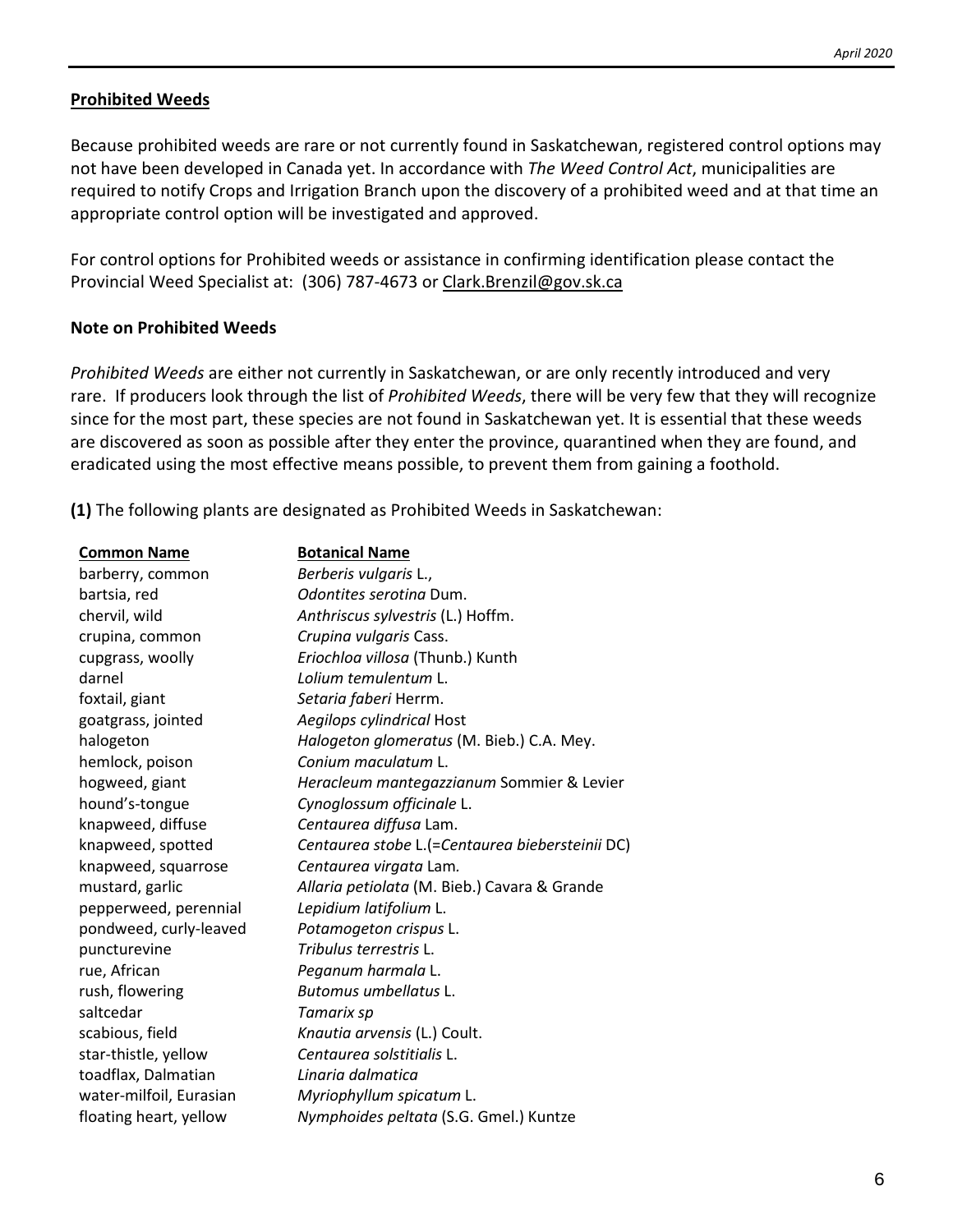**Prohibited Weeds**

Because prohibited weeds are rare or not currently found in Saskatchewan, registered control options may not have been developed in Canada yet. In accordance with *The Weed Control Act*, municipalities are required to notify Crops and Irrigation Branch upon the discovery of a prohibited weed and at that time an appropriate control option will be investigated and approved.

For control options for Prohibited weeds or assistance in confirming identification please contact the Provincial Weed Specialist at: (306) 787-4673 or Clark.Brenzil@gov.sk.ca

**Note on Prohibited Weeds**

*Prohibited Weeds* are either not currently in Saskatchewan, or are only recently introduced and very rare. If producers look through the list of *Prohibited Weeds*, there will be very few that they will recognize since for the most part, these species are not found in Saskatchewan yet. It is essential that these weeds are discovered as soon as possible after they enter the province, quarantined when they are found, and eradicated using the most effective means possible, to prevent them from gaining a foothold.

**(1)** The following plants are designated as Prohibited Weeds in Saskatchewan:

| Common Name | Botanical Name |
|---|---|
| barberry, common | *Berberis vulgaris* L., |
| bartsia, red | *Odontites serotina* Dum. |
| chervil, wild | *Anthriscus sylvestris* (L.) Hoffm. |
| crupina, common | *Crupina vulgaris* Cass. |
| cupgrass, woolly | *Eriochloa villosa* (Thunb.) Kunth |
| darnel | *Lolium temulentum* L. |
| foxtail, giant | *Setaria faberi* Herrm. |
| goatgrass, jointed | *Aegilops cylindrical* Host |
| halogeton | *Halogeton glomeratus* (M. Bieb.) C.A. Mey. |
| hemlock, poison | *Conium maculatum* L. |
| hogweed, giant | *Heracleum mantegazzianum* Sommier & Levier |
| hound's-tongue | *Cynoglossum officinale* L. |
| knapweed, diffuse | *Centaurea diffusa* Lam. |
| knapweed, spotted | *Centaurea stobe* L.(=*Centaurea biebersteinii* DC) |
| knapweed, squarrose | *Centaurea virgata* Lam. |
| mustard, garlic | *Allaria petiolata* (M. Bieb.) Cavara & Grande |
| pepperweed, perennial | *Lepidium latifolium* L. |
| pondweed, curly-leaved | *Potamogeton crispus* L. |
| puncturevine | *Tribulus terrestris* L. |
| rue, African | *Peganum harmala* L. |
| rush, flowering | *Butomus umbellatus* L. |
| saltcedar | *Tamarix sp* |
| scabious, field | *Knautia arvensis* (L.) Coult. |
| star-thistle, yellow | *Centaurea solstitialis* L. |
| toadflax, Dalmatian | *Linaria dalmatica* |
| water-milfoil, Eurasian | *Myriophyllum spicatum* L. |
| floating heart, yellow | *Nymphoides peltata* (S.G. Gmel.) Kuntze |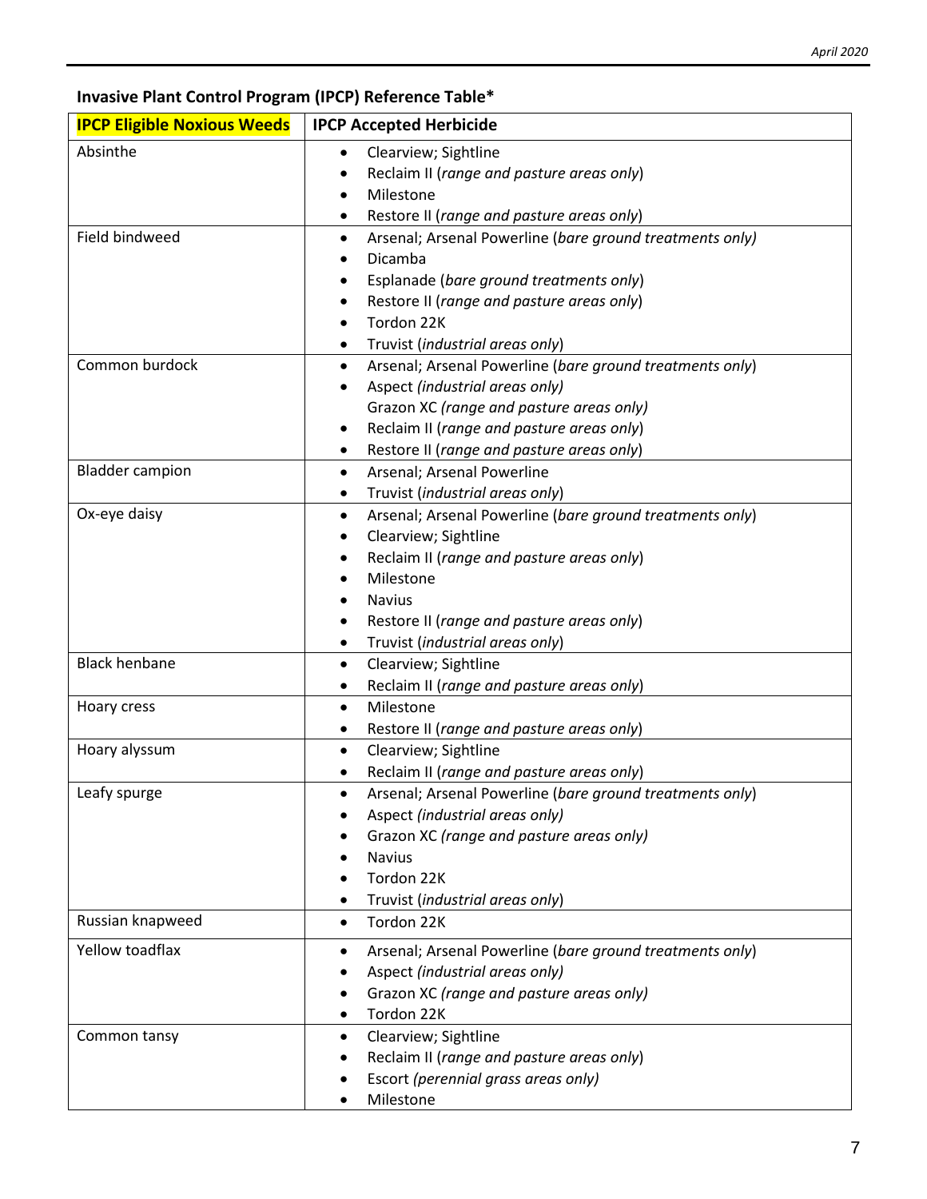**Invasive Plant Control Program (IPCP) Reference Table***

| IPCP Eligible Noxious Weeds | IPCP Accepted Herbicide |
|---|---|
| Absinthe | • Clearview; Sightline<br>• Reclaim II (*range and pasture areas only*)<br>• Milestone<br>• Restore II (*range and pasture areas only*) |
| Field bindweed | • Arsenal; Arsenal Powerline (*bare ground treatments only)*<br>• Dicamba<br>• Esplanade (*bare ground treatments only*)<br>• Restore II (*range and pasture areas only*)<br>• Tordon 22K<br>• Truvist (*industrial areas only*) |
| Common burdock | • Arsenal; Arsenal Powerline (*bare ground treatments only*)<br>• Aspect *(industrial areas only)*<br>Grazon XC *(range and pasture areas only)*<br>• Reclaim II (*range and pasture areas only*)<br>• Restore II (*range and pasture areas only*) |
| Bladder campion | • Arsenal; Arsenal Powerline<br>• Truvist (*industrial areas only*) |
| Ox-eye daisy | • Arsenal; Arsenal Powerline (*bare ground treatments only*)<br>• Clearview; Sightline<br>• Reclaim II (*range and pasture areas only*)<br>• Milestone<br>• Navius<br>• Restore II (*range and pasture areas only*)<br>• Truvist (*industrial areas only*) |
| Black henbane | • Clearview; Sightline<br>• Reclaim II (*range and pasture areas only*) |
| Hoary cress | • Milestone<br>• Restore II (*range and pasture areas only*) |
| Hoary alyssum | • Clearview; Sightline<br>• Reclaim II (*range and pasture areas only*) |
| Leafy spurge | • Arsenal; Arsenal Powerline (*bare ground treatments only*)<br>• Aspect *(industrial areas only)*<br>• Grazon XC *(range and pasture areas only)*<br>• Navius<br>• Tordon 22K<br>• Truvist (*industrial areas only*) |
| Russian knapweed | • Tordon 22K |
| Yellow toadflax | • Arsenal; Arsenal Powerline (*bare ground treatments only*)<br>• Aspect *(industrial areas only)*<br>• Grazon XC *(range and pasture areas only)*<br>• Tordon 22K |
| Common tansy | • Clearview; Sightline<br>• Reclaim II (*range and pasture areas only*)<br>• Escort *(perennial grass areas only)*<br>• Milestone |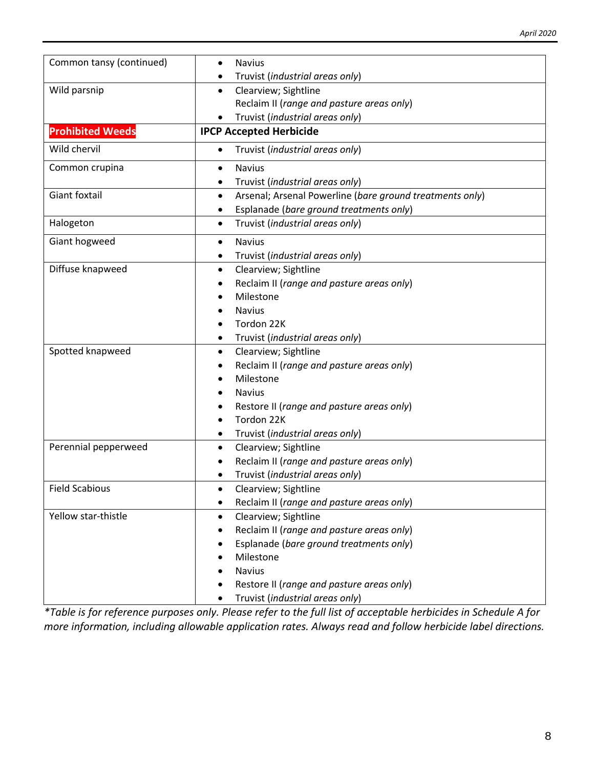| | |
|---|---|
| Common tansy (continued) | • Navius<br>• Truvist (*industrial areas only*) |
| Wild parsnip | • Clearview; Sightline<br>Reclaim II (*range and pasture areas only*)<br>• Truvist (*industrial areas only*) |
| **Prohibited Weeds** | **IPCP Accepted Herbicide** |
| Wild chervil | • Truvist (*industrial areas only*) |
| Common crupina | • Navius<br>• Truvist (*industrial areas only*) |
| Giant foxtail | • Arsenal; Arsenal Powerline (*bare ground treatments only*)<br>• Esplanade (*bare ground treatments only*) |
| Halogeton | • Truvist (*industrial areas only*) |
| Giant hogweed | • Navius<br>• Truvist (*industrial areas only*) |
| Diffuse knapweed | • Clearview; Sightline<br>• Reclaim II (*range and pasture areas only*)<br>• Milestone<br>• Navius<br>• Tordon 22K<br>• Truvist (*industrial areas only*) |
| Spotted knapweed | • Clearview; Sightline<br>• Reclaim II (*range and pasture areas only*)<br>• Milestone<br>• Navius<br>• Restore II (*range and pasture areas only*)<br>• Tordon 22K<br>• Truvist (*industrial areas only*) |
| Perennial pepperweed | • Clearview; Sightline<br>• Reclaim II (*range and pasture areas only*)<br>• Truvist (*industrial areas only*) |
| Field Scabious | • Clearview; Sightline<br>• Reclaim II (*range and pasture areas only*) |
| Yellow star-thistle | • Clearview; Sightline<br>• Reclaim II (*range and pasture areas only*)<br>• Esplanade (*bare ground treatments only*)<br>• Milestone<br>• Navius<br>• Restore II (*range and pasture areas only*)<br>• Truvist (*industrial areas only*) |

*\*Table is for reference purposes only. Please refer to the full list of acceptable herbicides in Schedule A for more information, including allowable application rates. Always read and follow herbicide label directions.*